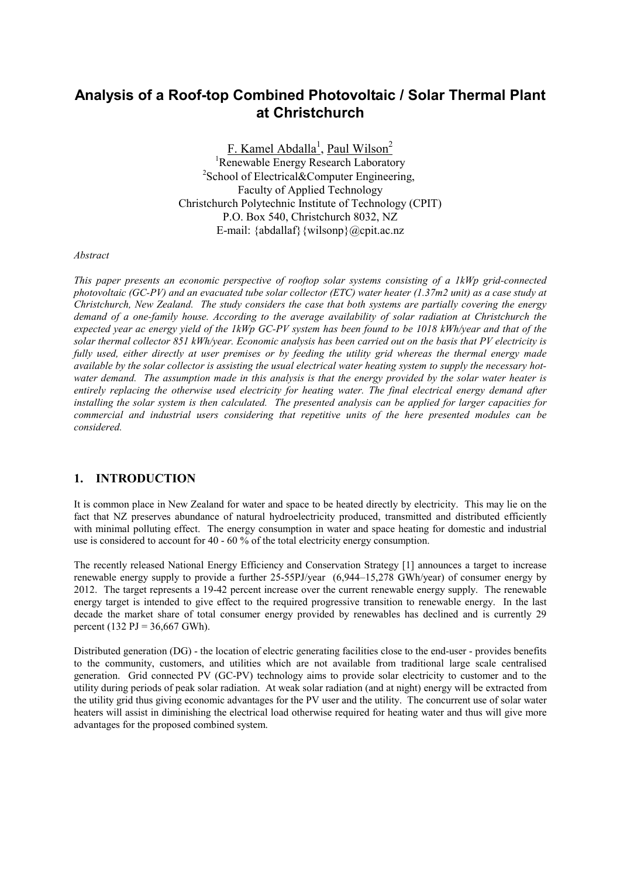# Analysis of a Roof-top Combined Photovoltaic / Solar Thermal Plant at Christchurch

F. Kamel Abdalla[1], Paul Wilson[2]

[1]Renewable Energy Research Laboratory
[2]School of Electrical&Computer Engineering,
Faculty of Applied Technology
Christchurch Polytechnic Institute of Technology (CPIT)
P.O. Box 540, Christchurch 8032, NZ
E-mail: {abdallaf}{wilsonp}@cpit.ac.nz

*Abstract*

*This paper presents an economic perspective of rooftop solar systems consisting of a 1kWp grid-connected photovoltaic (GC-PV) and an evacuated tube solar collector (ETC) water heater (1.37m2 unit) as a case study at Christchurch, New Zealand. The study considers the case that both systems are partially covering the energy demand of a one-family house. According to the average availability of solar radiation at Christchurch the expected year ac energy yield of the 1kWp GC-PV system has been found to be 1018 kWh/year and that of the solar thermal collector 851 kWh/year. Economic analysis has been carried out on the basis that PV electricity is fully used, either directly at user premises or by feeding the utility grid whereas the thermal energy made available by the solar collector is assisting the usual electrical water heating system to supply the necessary hot-water demand. The assumption made in this analysis is that the energy provided by the solar water heater is entirely replacing the otherwise used electricity for heating water. The final electrical energy demand after installing the solar system is then calculated. The presented analysis can be applied for larger capacities for commercial and industrial users considering that repetitive units of the here presented modules can be considered.*

## 1. INTRODUCTION

It is common place in New Zealand for water and space to be heated directly by electricity. This may lie on the fact that NZ preserves abundance of natural hydroelectricity produced, transmitted and distributed efficiently with minimal polluting effect. The energy consumption in water and space heating for domestic and industrial use is considered to account for 40 - 60 % of the total electricity energy consumption.

The recently released National Energy Efficiency and Conservation Strategy [1] announces a target to increase renewable energy supply to provide a further 25-55PJ/year (6,944–15,278 GWh/year) of consumer energy by 2012. The target represents a 19-42 percent increase over the current renewable energy supply. The renewable energy target is intended to give effect to the required progressive transition to renewable energy. In the last decade the market share of total consumer energy provided by renewables has declined and is currently 29 percent (132 PJ = 36,667 GWh).

Distributed generation (DG) - the location of electric generating facilities close to the end-user - provides benefits to the community, customers, and utilities which are not available from traditional large scale centralised generation. Grid connected PV (GC-PV) technology aims to provide solar electricity to customer and to the utility during periods of peak solar radiation. At weak solar radiation (and at night) energy will be extracted from the utility grid thus giving economic advantages for the PV user and the utility. The concurrent use of solar water heaters will assist in diminishing the electrical load otherwise required for heating water and thus will give more advantages for the proposed combined system.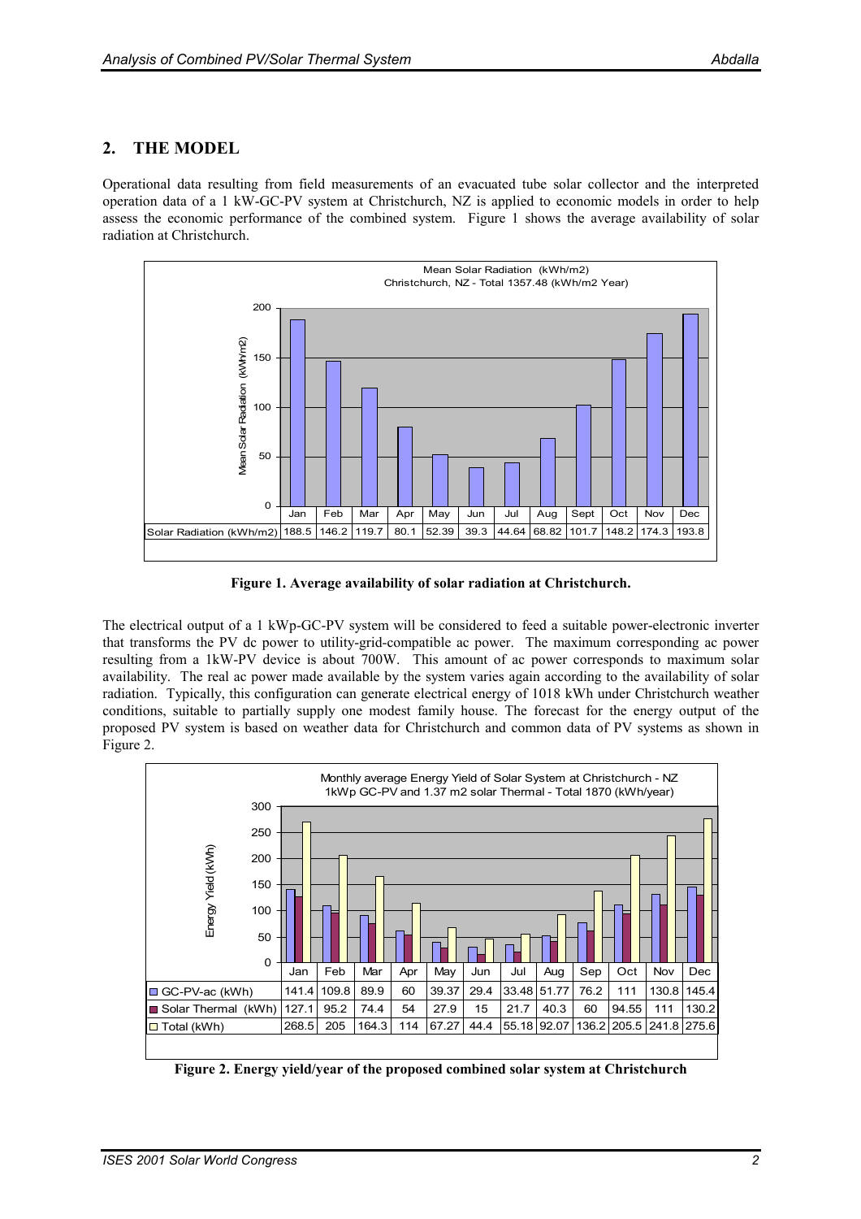## 2. THE MODEL

Operational data resulting from field measurements of an evacuated tube solar collector and the interpreted operation data of a 1 kW-GC-PV system at Christchurch, NZ is applied to economic models in order to help assess the economic performance of the combined system. Figure 1 shows the average availability of solar radiation at Christchurch.

Mean Solar Radiation (kWh/m2)
Christchurch, NZ - Total 1357.48 (kWh/m2 Year)

| | Jan | Feb | Mar | Apr | May | Jun | Jul | Aug | Sept | Oct | Nov | Dec |
|---|---|---|---|---|---|---|---|---|---|---|---|---|
| Solar Radiation (kWh/m2) | 188.5 | 146.2 | 119.7 | 80.1 | 52.39 | 39.3 | 44.64 | 68.82 | 101.7 | 148.2 | 174.3 | 193.8 |

**Figure 1. Average availability of solar radiation at Christchurch.**

The electrical output of a 1 kWp-GC-PV system will be considered to feed a suitable power-electronic inverter that transforms the PV dc power to utility-grid-compatible ac power. The maximum corresponding ac power resulting from a 1kW-PV device is about 700W. This amount of ac power corresponds to maximum solar availability. The real ac power made available by the system varies again according to the availability of solar radiation. Typically, this configuration can generate electrical energy of 1018 kWh under Christchurch weather conditions, suitable to partially supply one modest family house. The forecast for the energy output of the proposed PV system is based on weather data for Christchurch and common data of PV systems as shown in Figure 2.

Monthly average Energy Yield of Solar System at Christchurch - NZ
1kWp GC-PV and 1.37 m2 solar Thermal - Total 1870 (kWh/year)

| | Jan | Feb | Mar | Apr | May | Jun | Jul | Aug | Sep | Oct | Nov | Dec |
|---|---|---|---|---|---|---|---|---|---|---|---|---|
| GC-PV-ac (kWh) | 141.4 | 109.8 | 89.9 | 60 | 39.37 | 29.4 | 33.48 | 51.77 | 76.2 | 111 | 130.8 | 145.4 |
| Solar Thermal (kWh) | 127.1 | 95.2 | 74.4 | 54 | 27.9 | 15 | 21.7 | 40.3 | 60 | 94.55 | 111 | 130.2 |
| Total (kWh) | 268.5 | 205 | 164.3 | 114 | 67.27 | 44.4 | 55.18 | 92.07 | 136.2 | 205.5 | 241.8 | 275.6 |

**Figure 2. Energy yield/year of the proposed combined solar system at Christchurch**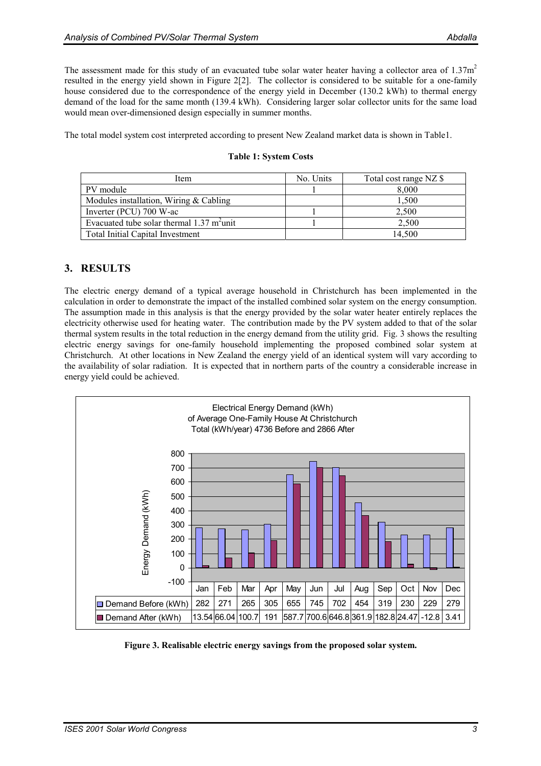The assessment made for this study of an evacuated tube solar water heater having a collector area of 1.37m$^2$ resulted in the energy yield shown in Figure 2[2]. The collector is considered to be suitable for a one-family house considered due to the correspondence of the energy yield in December (130.2 kWh) to thermal energy demand of the load for the same month (139.4 kWh). Considering larger solar collector units for the same load would mean over-dimensioned design especially in summer months.

The total model system cost interpreted according to present New Zealand market data is shown in Table1.

**Table 1: System Costs**

| Item | No. Units | Total cost range NZ $ |
| --- | --- | --- |
| PV module | 1 | 8,000 |
| Modules installation, Wiring & Cabling | | 1,500 |
| Inverter (PCU) 700 W-ac | 1 | 2,500 |
| Evacuated tube solar thermal 1.37 m$^2$unit | 1 | 2,500 |
| Total Initial Capital Investment | | 14,500 |

## 3. RESULTS

The electric energy demand of a typical average household in Christchurch has been implemented in the calculation in order to demonstrate the impact of the installed combined solar system on the energy consumption. The assumption made in this analysis is that the energy provided by the solar water heater entirely replaces the electricity otherwise used for heating water. The contribution made by the PV system added to that of the solar thermal system results in the total reduction in the energy demand from the utility grid. Fig. 3 shows the resulting electric energy savings for one-family household implementing the proposed combined solar system at Christchurch. At other locations in New Zealand the energy yield of an identical system will vary according to the availability of solar radiation. It is expected that in northern parts of the country a considerable increase in energy yield could be achieved.

Electrical Energy Demand (kWh) of Average One-Family House At Christchurch
Total (kWh/year) 4736 Before and 2866 After

| | Jan | Feb | Mar | Apr | May | Jun | Jul | Aug | Sep | Oct | Nov | Dec |
| --- | --- | --- | --- | --- | --- | --- | --- | --- | --- | --- | --- | --- |
| Demand Before (kWh) | 282 | 271 | 265 | 305 | 655 | 745 | 702 | 454 | 319 | 230 | 229 | 279 |
| Demand After (kWh) | 13.54 | 66.04 | 100.7 | 191 | 587.7 | 700.6 | 646.8 | 361.9 | 182.8 | 24.47 | -12.8 | 3.41 |

**Figure 3. Realisable electric energy savings from the proposed solar system.**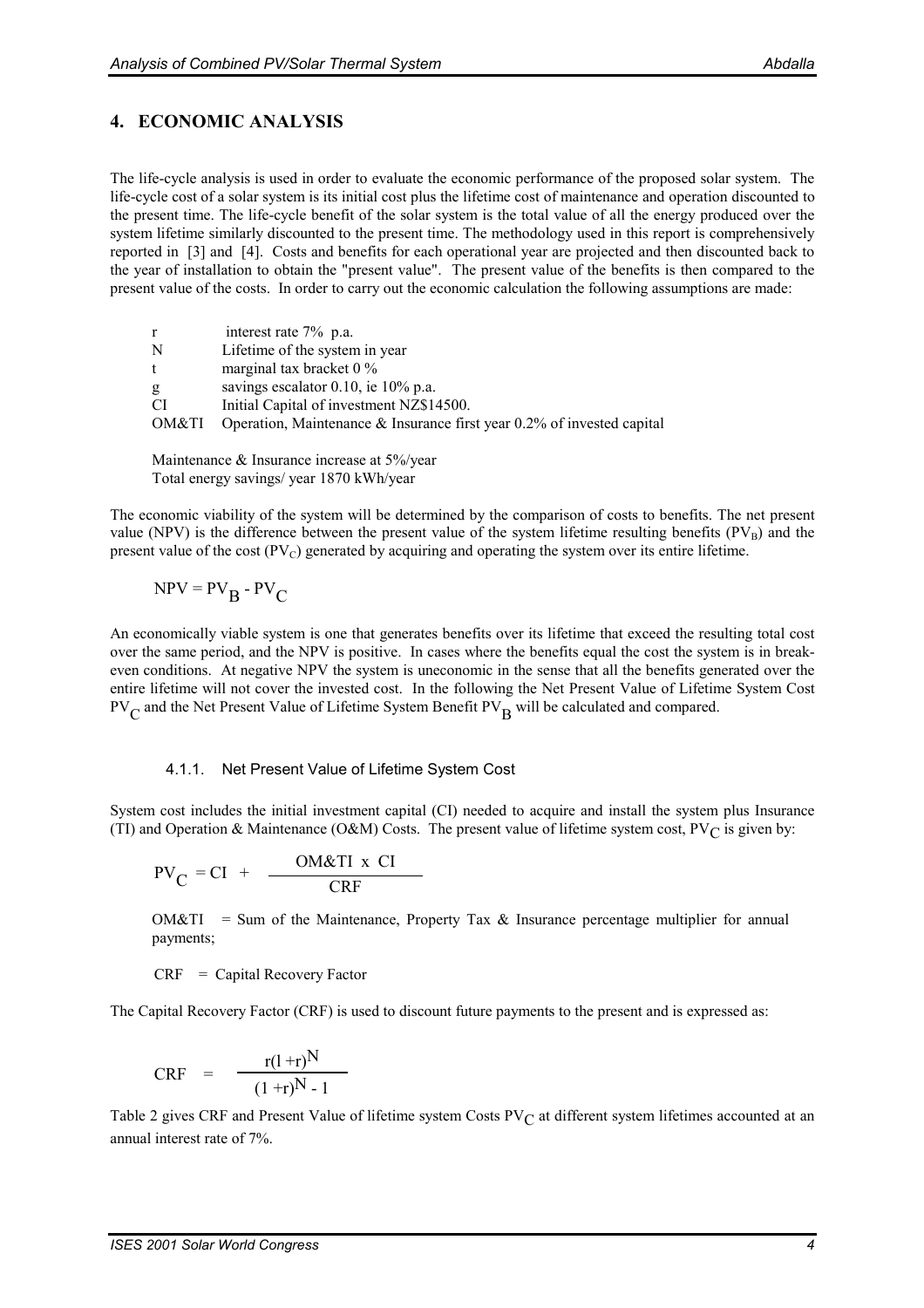## 4. ECONOMIC ANALYSIS

The life-cycle analysis is used in order to evaluate the economic performance of the proposed solar system. The life-cycle cost of a solar system is its initial cost plus the lifetime cost of maintenance and operation discounted to the present time. The life-cycle benefit of the solar system is the total value of all the energy produced over the system lifetime similarly discounted to the present time. The methodology used in this report is comprehensively reported in [3] and [4]. Costs and benefits for each operational year are projected and then discounted back to the year of installation to obtain the "present value". The present value of the benefits is then compared to the present value of the costs. In order to carry out the economic calculation the following assumptions are made:

| | |
|---|---|
| r | interest rate 7% p.a. |
| N | Lifetime of the system in year |
| t | marginal tax bracket 0 % |
| g | savings escalator 0.10, ie 10% p.a. |
| CI | Initial Capital of investment NZ$14500. |
| OM&TI | Operation, Maintenance & Insurance first year 0.2% of invested capital |

Maintenance & Insurance increase at 5%/year
Total energy savings/ year 1870 kWh/year

The economic viability of the system will be determined by the comparison of costs to benefits. The net present value (NPV) is the difference between the present value of the system lifetime resulting benefits ($PV_B$) and the present value of the cost ($PV_C$) generated by acquiring and operating the system over its entire lifetime.

$$NPV = PV_B - PV_C$$

An economically viable system is one that generates benefits over its lifetime that exceed the resulting total cost over the same period, and the NPV is positive. In cases where the benefits equal the cost the system is in break-even conditions. At negative NPV the system is uneconomic in the sense that all the benefits generated over the entire lifetime will not cover the invested cost. In the following the Net Present Value of Lifetime System Cost $PV_C$ and the Net Present Value of Lifetime System Benefit $PV_B$ will be calculated and compared.

#### 4.1.1. Net Present Value of Lifetime System Cost

System cost includes the initial investment capital (CI) needed to acquire and install the system plus Insurance (TI) and Operation & Maintenance (O&M) Costs. The present value of lifetime system cost, $PV_C$ is given by:

$$PV_C = CI + \frac{OM\&TI \times CI}{CRF}$$

OM&TI = Sum of the Maintenance, Property Tax & Insurance percentage multiplier for annual payments;

CRF = Capital Recovery Factor

The Capital Recovery Factor (CRF) is used to discount future payments to the present and is expressed as:

$$CRF = \frac{r(1+r)^N}{(1+r)^N - 1}$$

Table 2 gives CRF and Present Value of lifetime system Costs $PV_C$ at different system lifetimes accounted at an annual interest rate of 7%.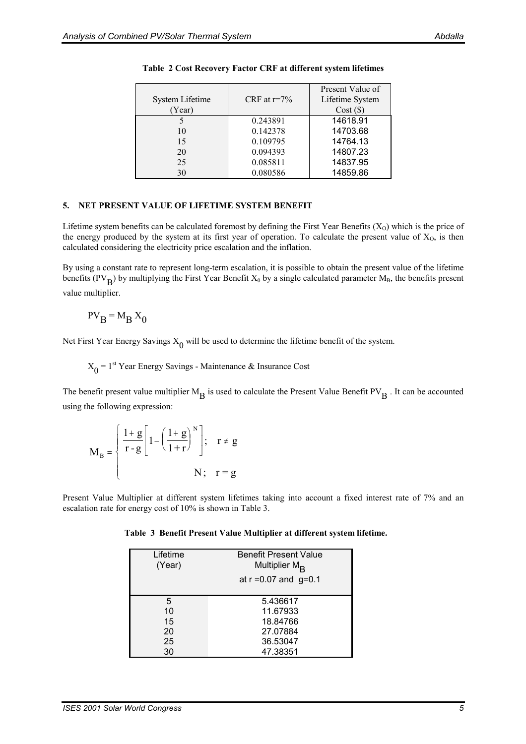**Table 2 Cost Recovery Factor CRF at different system lifetimes**

| System Lifetime (Year) | CRF at r=7% | Present Value of Lifetime System Cost ($) |
|---|---|---|
| 5 | 0.243891 | 14618.91 |
| 10 | 0.142378 | 14703.68 |
| 15 | 0.109795 | 14764.13 |
| 20 | 0.094393 | 14807.23 |
| 25 | 0.085811 | 14837.95 |
| 30 | 0.080586 | 14859.86 |

## 5. NET PRESENT VALUE OF LIFETIME SYSTEM BENEFIT

Lifetime system benefits can be calculated foremost by defining the First Year Benefits ($X_O$) which is the price of the energy produced by the system at its first year of operation. To calculate the present value of $X_O$, is then calculated considering the electricity price escalation and the inflation.

By using a constant rate to represent long-term escalation, it is possible to obtain the present value of the lifetime benefits ($PV_B$) by multiplying the First Year Benefit $X_0$ by a single calculated parameter $M_B$, the benefits present value multiplier.

$$PV_B = M_B X_0$$

Net First Year Energy Savings $X_0$ will be used to determine the lifetime benefit of the system.

$X_0$ = 1st Year Energy Savings - Maintenance & Insurance Cost

The benefit present value multiplier $M_B$ is used to calculate the Present Value Benefit $PV_B$ . It can be accounted using the following expression:

$$M_B = \begin{cases} \dfrac{1+g}{r-g}\left[1-\left(\dfrac{1+g}{1+r}\right)^N\right]; & r \neq g \\ N; & r = g \end{cases}$$

Present Value Multiplier at different system lifetimes taking into account a fixed interest rate of 7% and an escalation rate for energy cost of 10% is shown in Table 3.

**Table 3 Benefit Present Value Multiplier at different system lifetime.**

| Lifetime (Year) | Benefit Present Value Multiplier $M_B$ at r =0.07 and g=0.1 |
|---|---|
| 5 | 5.436617 |
| 10 | 11.67933 |
| 15 | 18.84766 |
| 20 | 27.07884 |
| 25 | 36.53047 |
| 30 | 47.38351 |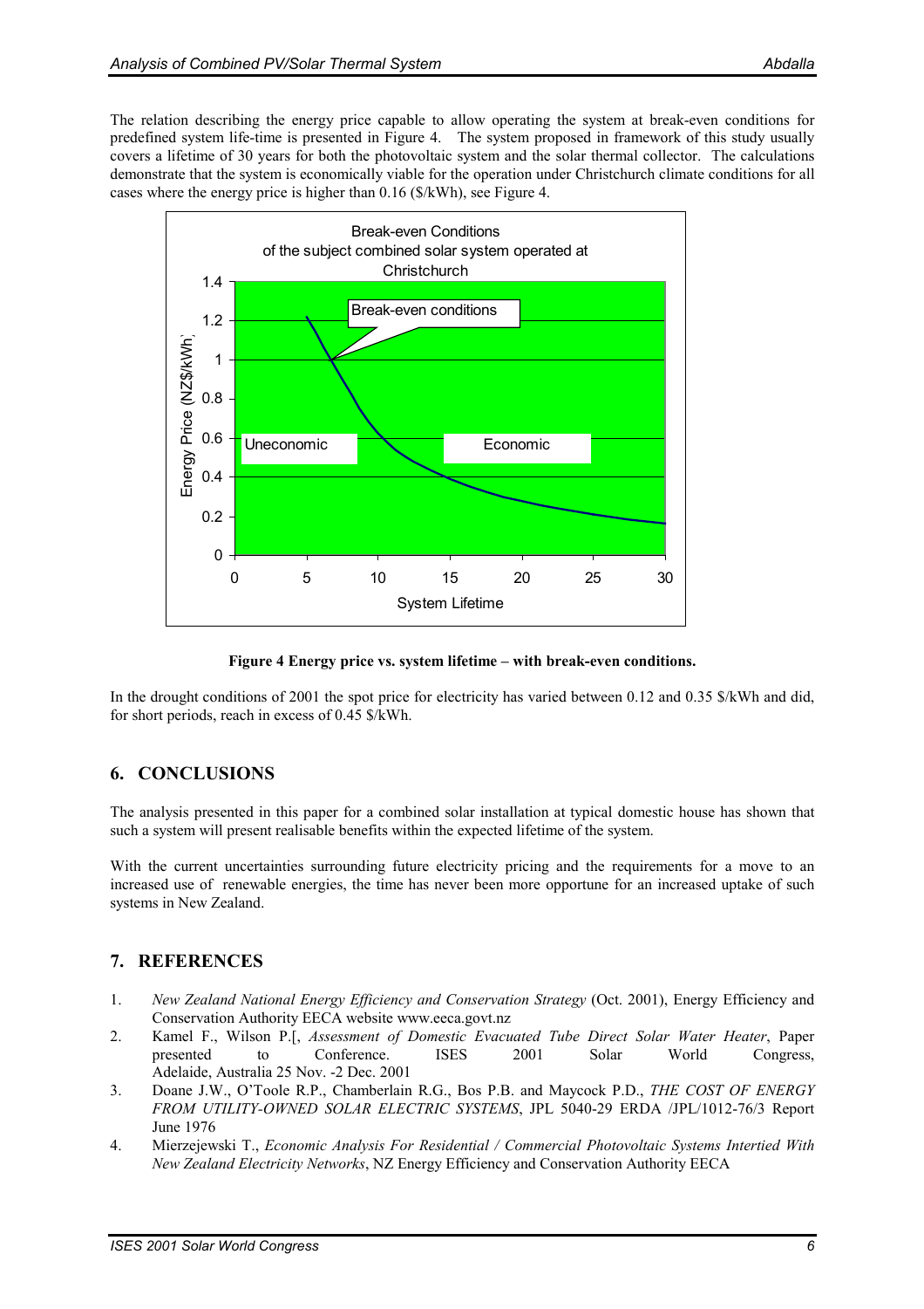The relation describing the energy price capable to allow operating the system at break-even conditions for predefined system life-time is presented in Figure 4. The system proposed in framework of this study usually covers a lifetime of 30 years for both the photovoltaic system and the solar thermal collector. The calculations demonstrate that the system is economically viable for the operation under Christchurch climate conditions for all cases where the energy price is higher than 0.16 ($/kWh), see Figure 4.

Break-even Conditions
of the subject combined solar system operated at
Christchurch

Energy Price (NZ$/kWh)

1.4
1.2
1
0.8
0.6
0.4
0.2
0

0 5 10 15 20 25 30

System Lifetime

Break-even conditions

Uneconomic

Economic

**Figure 4 Energy price vs. system lifetime – with break-even conditions.**

In the drought conditions of 2001 the spot price for electricity has varied between 0.12 and 0.35 $/kWh and did, for short periods, reach in excess of 0.45 $/kWh.

## 6. CONCLUSIONS

The analysis presented in this paper for a combined solar installation at typical domestic house has shown that such a system will present realisable benefits within the expected lifetime of the system.

With the current uncertainties surrounding future electricity pricing and the requirements for a move to an increased use of renewable energies, the time has never been more opportune for an increased uptake of such systems in New Zealand.

## 7. REFERENCES

1. *New Zealand National Energy Efficiency and Conservation Strategy* (Oct. 2001), Energy Efficiency and Conservation Authority EECA website www.eeca.govt.nz
2. Kamel F., Wilson P.[, *Assessment of Domestic Evacuated Tube Direct Solar Water Heater*, Paper presented to Conference. ISES 2001 Solar World Congress, Adelaide, Australia 25 Nov. -2 Dec. 2001
3. Doane J.W., O'Toole R.P., Chamberlain R.G., Bos P.B. and Maycock P.D., *THE COST OF ENERGY FROM UTILITY-OWNED SOLAR ELECTRIC SYSTEMS*, JPL 5040-29 ERDA /JPL/1012-76/3 Report June 1976
4. Mierzejewski T., *Economic Analysis For Residential / Commercial Photovoltaic Systems Intertied With New Zealand Electricity Networks*, NZ Energy Efficiency and Conservation Authority EECA